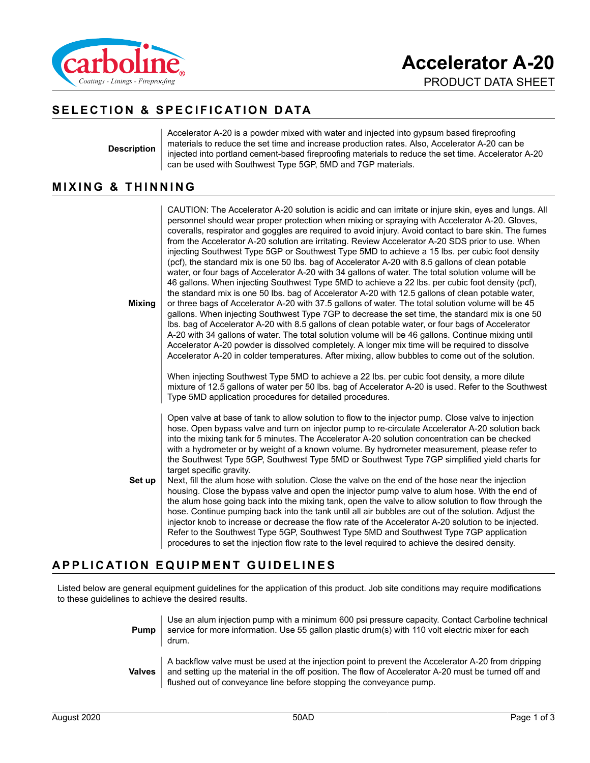# Accelerator A-20

PRODUCT DATA SHEET

## SELECTION & SPECIFICATION DATA

**Description**

Accelerator A-20 is a powder mixed with water and injected into gypsum based fireproofing materials to reduce the set time and increase production rates. Also, Accelerator A-20 can be injected into portland cement-based fireproofing materials to reduce the set time. Accelerator A-20 can be used with Southwest Type 5GP, 5MD and 7GP materials.

## MIXING & THINNING

**Mixing**

CAUTION: The Accelerator A-20 solution is acidic and can irritate or injure skin, eyes and lungs. All personnel should wear proper protection when mixing or spraying with Accelerator A-20. Gloves, coveralls, respirator and goggles are required to avoid injury. Avoid contact to bare skin. The fumes from the Accelerator A-20 solution are irritating. Review Accelerator A-20 SDS prior to use. When injecting Southwest Type 5GP or Southwest Type 5MD to achieve a 15 lbs. per cubic foot density (pcf), the standard mix is one 50 lbs. bag of Accelerator A-20 with 8.5 gallons of clean potable water, or four bags of Accelerator A-20 with 34 gallons of water. The total solution volume will be 46 gallons. When injecting Southwest Type 5MD to achieve a 22 lbs. per cubic foot density (pcf), the standard mix is one 50 lbs. bag of Accelerator A-20 with 12.5 gallons of clean potable water, or three bags of Accelerator A-20 with 37.5 gallons of water. The total solution volume will be 45 gallons. When injecting Southwest Type 7GP to decrease the set time, the standard mix is one 50 lbs. bag of Accelerator A-20 with 8.5 gallons of clean potable water, or four bags of Accelerator A-20 with 34 gallons of water. The total solution volume will be 46 gallons. Continue mixing until Accelerator A-20 powder is dissolved completely. A longer mix time will be required to dissolve Accelerator A-20 in colder temperatures. After mixing, allow bubbles to come out of the solution.

When injecting Southwest Type 5MD to achieve a 22 lbs. per cubic foot density, a more dilute mixture of 12.5 gallons of water per 50 lbs. bag of Accelerator A-20 is used. Refer to the Southwest Type 5MD application procedures for detailed procedures.

**Set up**

Open valve at base of tank to allow solution to flow to the injector pump. Close valve to injection hose. Open bypass valve and turn on injector pump to re-circulate Accelerator A-20 solution back into the mixing tank for 5 minutes. The Accelerator A-20 solution concentration can be checked with a hydrometer or by weight of a known volume. By hydrometer measurement, please refer to the Southwest Type 5GP, Southwest Type 5MD or Southwest Type 7GP simplified yield charts for target specific gravity.

Next, fill the alum hose with solution. Close the valve on the end of the hose near the injection housing. Close the bypass valve and open the injector pump valve to alum hose. With the end of the alum hose going back into the mixing tank, open the valve to allow solution to flow through the hose. Continue pumping back into the tank until all air bubbles are out of the solution. Adjust the injector knob to increase or decrease the flow rate of the Accelerator A-20 solution to be injected. Refer to the Southwest Type 5GP, Southwest Type 5MD and Southwest Type 7GP application procedures to set the injection flow rate to the level required to achieve the desired density.

## APPLICATION EQUIPMENT GUIDELINES

Listed below are general equipment guidelines for the application of this product. Job site conditions may require modifications to these guidelines to achieve the desired results.

**Pump**

Use an alum injection pump with a minimum 600 psi pressure capacity. Contact Carboline technical service for more information. Use 55 gallon plastic drum(s) with 110 volt electric mixer for each drum.

**Valves**

A backflow valve must be used at the injection point to prevent the Accelerator A-20 from dripping and setting up the material in the off position. The flow of Accelerator A-20 must be turned off and flushed out of conveyance line before stopping the conveyance pump.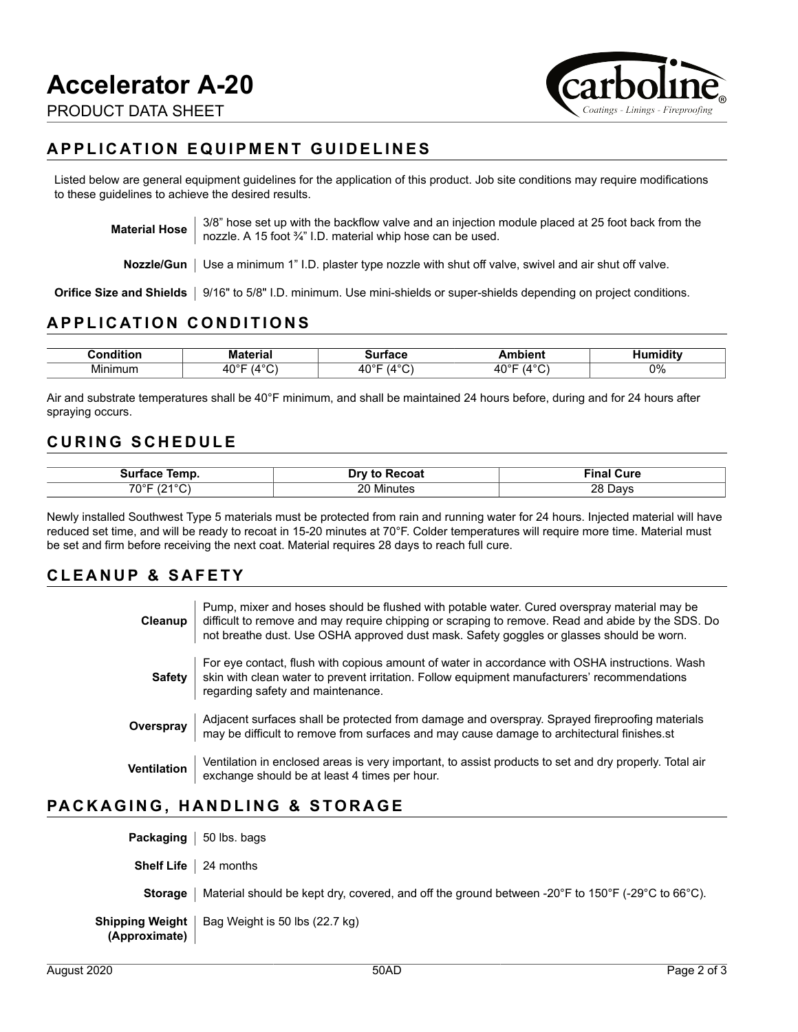# Accelerator A-20

PRODUCT DATA SHEET

## APPLICATION EQUIPMENT GUIDELINES

Listed below are general equipment guidelines for the application of this product. Job site conditions may require modifications to these guidelines to achieve the desired results.

**Material Hose** | 3/8" hose set up with the backflow valve and an injection module placed at 25 foot back from the nozzle. A 15 foot ¾" I.D. material whip hose can be used.

**Nozzle/Gun** | Use a minimum 1" I.D. plaster type nozzle with shut off valve, swivel and air shut off valve.

**Orifice Size and Shields** | 9/16" to 5/8" I.D. minimum. Use mini-shields or super-shields depending on project conditions.

## APPLICATION CONDITIONS

| Condition | Material | Surface | Ambient | Humidity |
|---|---|---|---|---|
| Minimum | 40°F (4°C) | 40°F (4°C) | 40°F (4°C) | 0% |

Air and substrate temperatures shall be 40°F minimum, and shall be maintained 24 hours before, during and for 24 hours after spraying occurs.

## CURING SCHEDULE

| Surface Temp. | Dry to Recoat | Final Cure |
|---|---|---|
| 70°F (21°C) | 20 Minutes | 28 Days |

Newly installed Southwest Type 5 materials must be protected from rain and running water for 24 hours. Injected material will have reduced set time, and will be ready to recoat in 15-20 minutes at 70°F. Colder temperatures will require more time. Material must be set and firm before receiving the next coat. Material requires 28 days to reach full cure.

## CLEANUP & SAFETY

**Cleanup** | Pump, mixer and hoses should be flushed with potable water. Cured overspray material may be difficult to remove and may require chipping or scraping to remove. Read and abide by the SDS. Do not breathe dust. Use OSHA approved dust mask. Safety goggles or glasses should be worn.

**Safety** | For eye contact, flush with copious amount of water in accordance with OSHA instructions. Wash skin with clean water to prevent irritation. Follow equipment manufacturers' recommendations regarding safety and maintenance.

**Overspray** | Adjacent surfaces shall be protected from damage and overspray. Sprayed fireproofing materials may be difficult to remove from surfaces and may cause damage to architectural finishes.st

**Ventilation** | Ventilation in enclosed areas is very important, to assist products to set and dry properly. Total air exchange should be at least 4 times per hour.

## PACKAGING, HANDLING & STORAGE

**Packaging** | 50 lbs. bags

**Shelf Life** | 24 months

**Storage** | Material should be kept dry, covered, and off the ground between -20°F to 150°F (-29°C to 66°C).

**Shipping Weight (Approximate)** | Bag Weight is 50 lbs (22.7 kg)

August 2020 50AD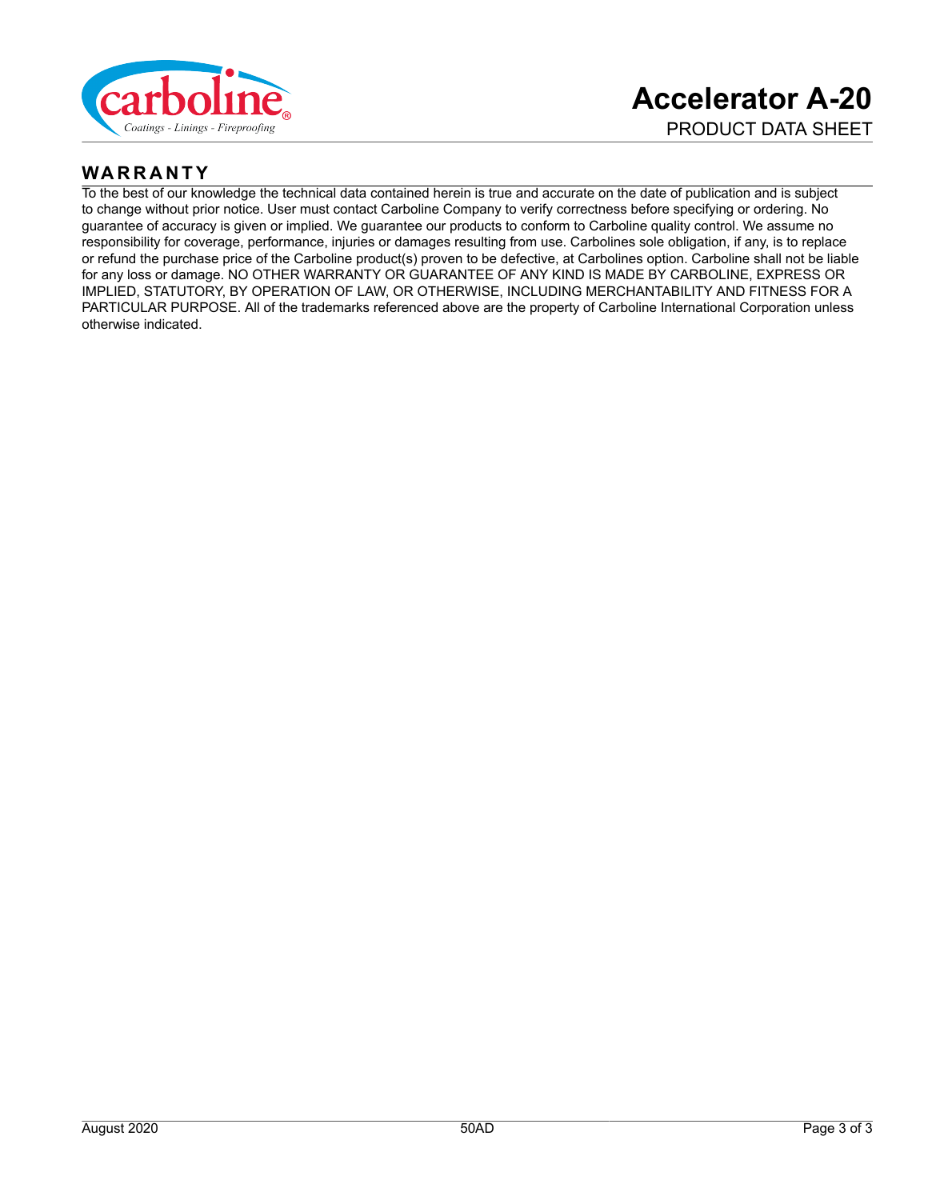## WARRANTY

To the best of our knowledge the technical data contained herein is true and accurate on the date of publication and is subject to change without prior notice. User must contact Carboline Company to verify correctness before specifying or ordering. No guarantee of accuracy is given or implied. We guarantee our products to conform to Carboline quality control. We assume no responsibility for coverage, performance, injuries or damages resulting from use. Carbolines sole obligation, if any, is to replace or refund the purchase price of the Carboline product(s) proven to be defective, at Carbolines option. Carboline shall not be liable for any loss or damage. NO OTHER WARRANTY OR GUARANTEE OF ANY KIND IS MADE BY CARBOLINE, EXPRESS OR IMPLIED, STATUTORY, BY OPERATION OF LAW, OR OTHERWISE, INCLUDING MERCHANTABILITY AND FITNESS FOR A PARTICULAR PURPOSE. All of the trademarks referenced above are the property of Carboline International Corporation unless otherwise indicated.